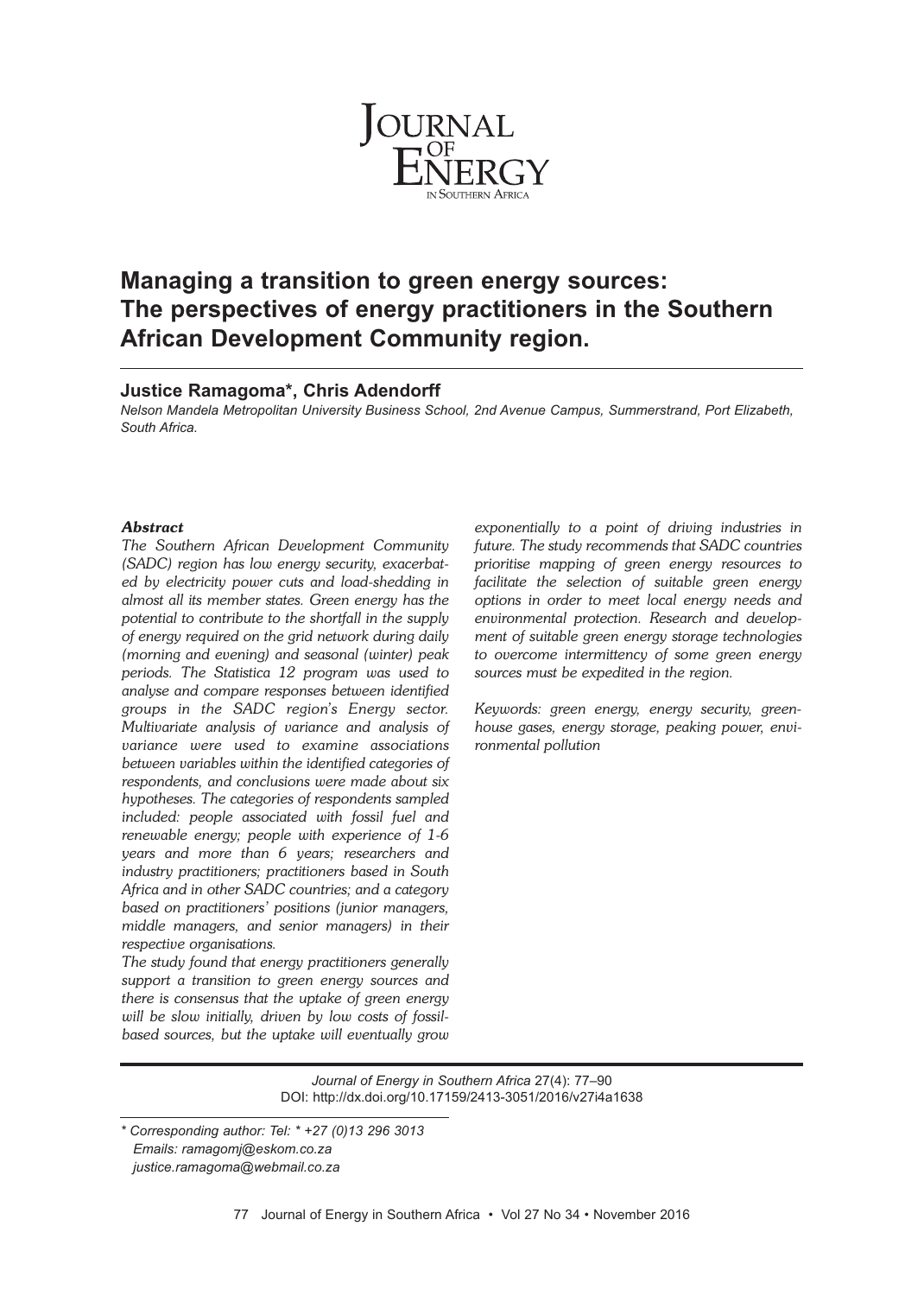# Managing a transition to green energy sources: The perspectives of energy practitioners in the Southern African Development Community region.

## Justice Ramagoma*, Chris Adendorff

*Nelson Mandela Metropolitan University Business School, 2nd Avenue Campus, Summerstrand, Port Elizabeth, South Africa.*

***Abstract***

*The Southern African Development Community (SADC) region has low energy security, exacerbated by electricity power cuts and load-shedding in almost all its member states. Green energy has the potential to contribute to the shortfall in the supply of energy required on the grid network during daily (morning and evening) and seasonal (winter) peak periods. The Statistica 12 program was used to analyse and compare responses between identified groups in the SADC region's Energy sector. Multivariate analysis of variance and analysis of variance were used to examine associations between variables within the identified categories of respondents, and conclusions were made about six hypotheses. The categories of respondents sampled included: people associated with fossil fuel and renewable energy; people with experience of 1-6 years and more than 6 years; researchers and industry practitioners; practitioners based in South Africa and in other SADC countries; and a category based on practitioners' positions (junior managers, middle managers, and senior managers) in their respective organisations.*

*The study found that energy practitioners generally support a transition to green energy sources and there is consensus that the uptake of green energy will be slow initially, driven by low costs of fossil-based sources, but the uptake will eventually grow exponentially to a point of driving industries in future. The study recommends that SADC countries prioritise mapping of green energy resources to facilitate the selection of suitable green energy options in order to meet local energy needs and environmental protection. Research and development of suitable green energy storage technologies to overcome intermittency of some green energy sources must be expedited in the region.*

*Keywords: green energy, energy security, greenhouse gases, energy storage, peaking power, environmental pollution*

*Journal of Energy in Southern Africa* 27(4): 77–90
DOI: http://dx.doi.org/10.17159/2413-3051/2016/v27i4a1638

*\* Corresponding author: Tel: \* +27 (0)13 296 3013*
*Emails: ramagomj@eskom.co.za*
*justice.ramagoma@webmail.co.za*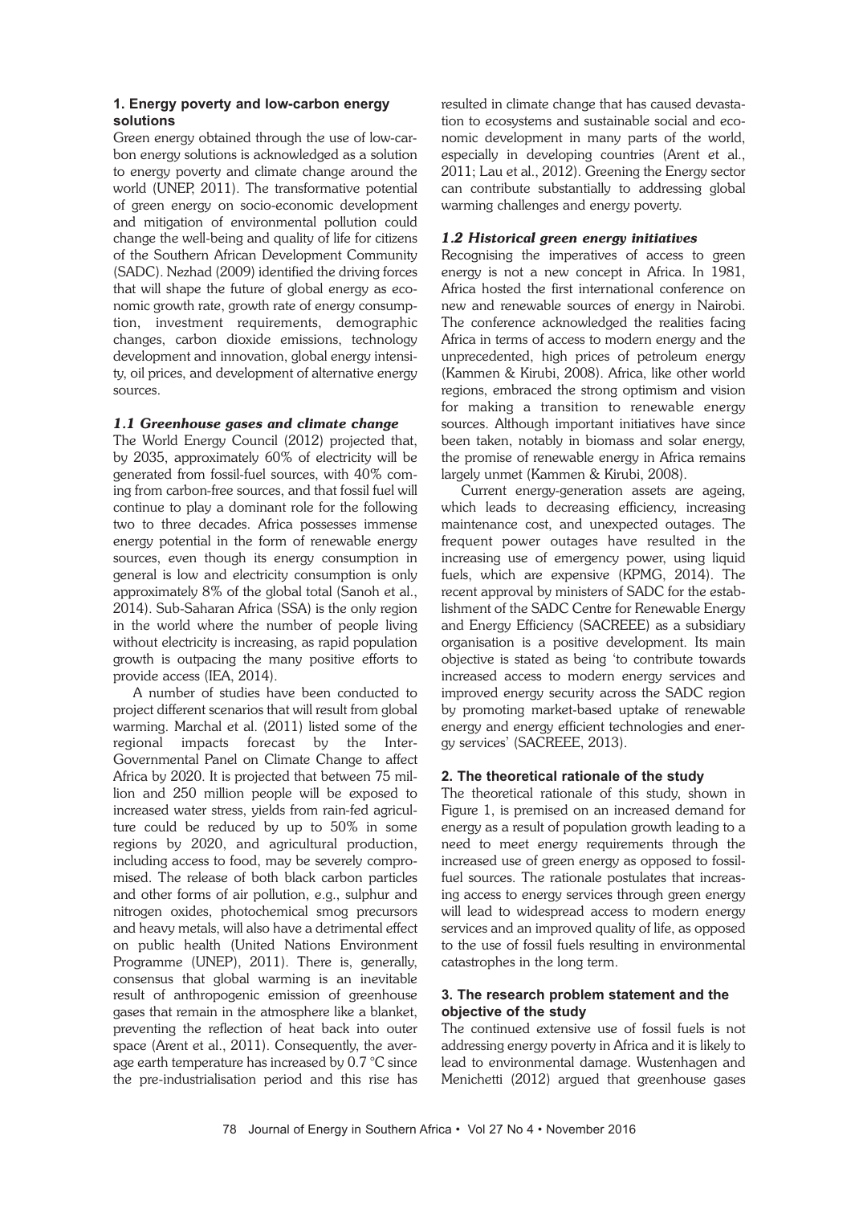## 1. Energy poverty and low-carbon energy solutions

Green energy obtained through the use of low-carbon energy solutions is acknowledged as a solution to energy poverty and climate change around the world (UNEP, 2011). The transformative potential of green energy on socio-economic development and mitigation of environmental pollution could change the well-being and quality of life for citizens of the Southern African Development Community (SADC). Nezhad (2009) identified the driving forces that will shape the future of global energy as economic growth rate, growth rate of energy consumption, investment requirements, demographic changes, carbon dioxide emissions, technology development and innovation, global energy intensity, oil prices, and development of alternative energy sources.

### *1.1 Greenhouse gases and climate change*

The World Energy Council (2012) projected that, by 2035, approximately 60% of electricity will be generated from fossil-fuel sources, with 40% coming from carbon-free sources, and that fossil fuel will continue to play a dominant role for the following two to three decades. Africa possesses immense energy potential in the form of renewable energy sources, even though its energy consumption in general is low and electricity consumption is only approximately 8% of the global total (Sanoh et al., 2014). Sub-Saharan Africa (SSA) is the only region in the world where the number of people living without electricity is increasing, as rapid population growth is outpacing the many positive efforts to provide access (IEA, 2014).

A number of studies have been conducted to project different scenarios that will result from global warming. Marchal et al. (2011) listed some of the regional impacts forecast by the Inter-Governmental Panel on Climate Change to affect Africa by 2020. It is projected that between 75 million and 250 million people will be exposed to increased water stress, yields from rain-fed agriculture could be reduced by up to 50% in some regions by 2020, and agricultural production, including access to food, may be severely compromised. The release of both black carbon particles and other forms of air pollution, e.g., sulphur and nitrogen oxides, photochemical smog precursors and heavy metals, will also have a detrimental effect on public health (United Nations Environment Programme (UNEP), 2011). There is, generally, consensus that global warming is an inevitable result of anthropogenic emission of greenhouse gases that remain in the atmosphere like a blanket, preventing the reflection of heat back into outer space (Arent et al., 2011). Consequently, the average earth temperature has increased by 0.7 °C since the pre-industrialisation period and this rise has resulted in climate change that has caused devastation to ecosystems and sustainable social and economic development in many parts of the world, especially in developing countries (Arent et al., 2011; Lau et al., 2012). Greening the Energy sector can contribute substantially to addressing global warming challenges and energy poverty.

### *1.2 Historical green energy initiatives*

Recognising the imperatives of access to green energy is not a new concept in Africa. In 1981, Africa hosted the first international conference on new and renewable sources of energy in Nairobi. The conference acknowledged the realities facing Africa in terms of access to modern energy and the unprecedented, high prices of petroleum energy (Kammen & Kirubi, 2008). Africa, like other world regions, embraced the strong optimism and vision for making a transition to renewable energy sources. Although important initiatives have since been taken, notably in biomass and solar energy, the promise of renewable energy in Africa remains largely unmet (Kammen & Kirubi, 2008).

Current energy-generation assets are ageing, which leads to decreasing efficiency, increasing maintenance cost, and unexpected outages. The frequent power outages have resulted in the increasing use of emergency power, using liquid fuels, which are expensive (KPMG, 2014). The recent approval by ministers of SADC for the establishment of the SADC Centre for Renewable Energy and Energy Efficiency (SACREEE) as a subsidiary organisation is a positive development. Its main objective is stated as being 'to contribute towards increased access to modern energy services and improved energy security across the SADC region by promoting market-based uptake of renewable energy and energy efficient technologies and energy services' (SACREEE, 2013).

## 2. The theoretical rationale of the study

The theoretical rationale of this study, shown in Figure 1, is premised on an increased demand for energy as a result of population growth leading to a need to meet energy requirements through the increased use of green energy as opposed to fossil-fuel sources. The rationale postulates that increasing access to energy services through green energy will lead to widespread access to modern energy services and an improved quality of life, as opposed to the use of fossil fuels resulting in environmental catastrophes in the long term.

## 3. The research problem statement and the objective of the study

The continued extensive use of fossil fuels is not addressing energy poverty in Africa and it is likely to lead to environmental damage. Wustenhagen and Menichetti (2012) argued that greenhouse gases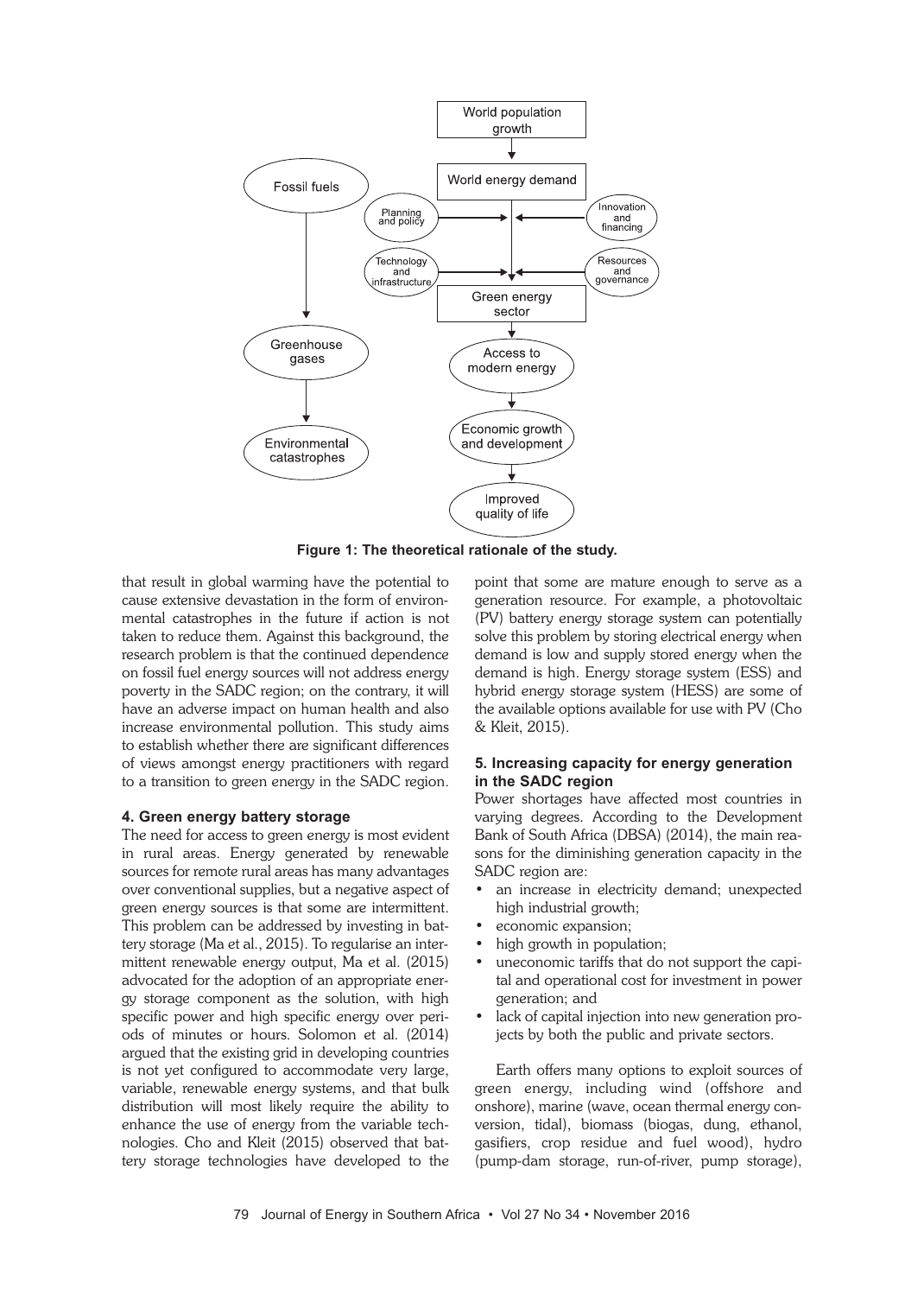Figure 1: The theoretical rationale of the study.

that result in global warming have the potential to cause extensive devastation in the form of environmental catastrophes in the future if action is not taken to reduce them. Against this background, the research problem is that the continued dependence on fossil fuel energy sources will not address energy poverty in the SADC region; on the contrary, it will have an adverse impact on human health and also increase environmental pollution. This study aims to establish whether there are significant differences of views amongst energy practitioners with regard to a transition to green energy in the SADC region.

### 4. Green energy battery storage

The need for access to green energy is most evident in rural areas. Energy generated by renewable sources for remote rural areas has many advantages over conventional supplies, but a negative aspect of green energy sources is that some are intermittent. This problem can be addressed by investing in battery storage (Ma et al., 2015). To regularise an intermittent renewable energy output, Ma et al. (2015) advocated for the adoption of an appropriate energy storage component as the solution, with high specific power and high specific energy over periods of minutes or hours. Solomon et al. (2014) argued that the existing grid in developing countries is not yet configured to accommodate very large, variable, renewable energy systems, and that bulk distribution will most likely require the ability to enhance the use of energy from the variable technologies. Cho and Kleit (2015) observed that battery storage technologies have developed to the point that some are mature enough to serve as a generation resource. For example, a photovoltaic (PV) battery energy storage system can potentially solve this problem by storing electrical energy when demand is low and supply stored energy when the demand is high. Energy storage system (ESS) and hybrid energy storage system (HESS) are some of the available options available for use with PV (Cho & Kleit, 2015).

### 5. Increasing capacity for energy generation in the SADC region

Power shortages have affected most countries in varying degrees. According to the Development Bank of South Africa (DBSA) (2014), the main reasons for the diminishing generation capacity in the SADC region are:

- an increase in electricity demand; unexpected high industrial growth;
- economic expansion;
- high growth in population;
- uneconomic tariffs that do not support the capital and operational cost for investment in power generation; and
- lack of capital injection into new generation projects by both the public and private sectors.

Earth offers many options to exploit sources of green energy, including wind (offshore and onshore), marine (wave, ocean thermal energy conversion, tidal), biomass (biogas, dung, ethanol, gasifiers, crop residue and fuel wood), hydro (pump-dam storage, run-of-river, pump storage),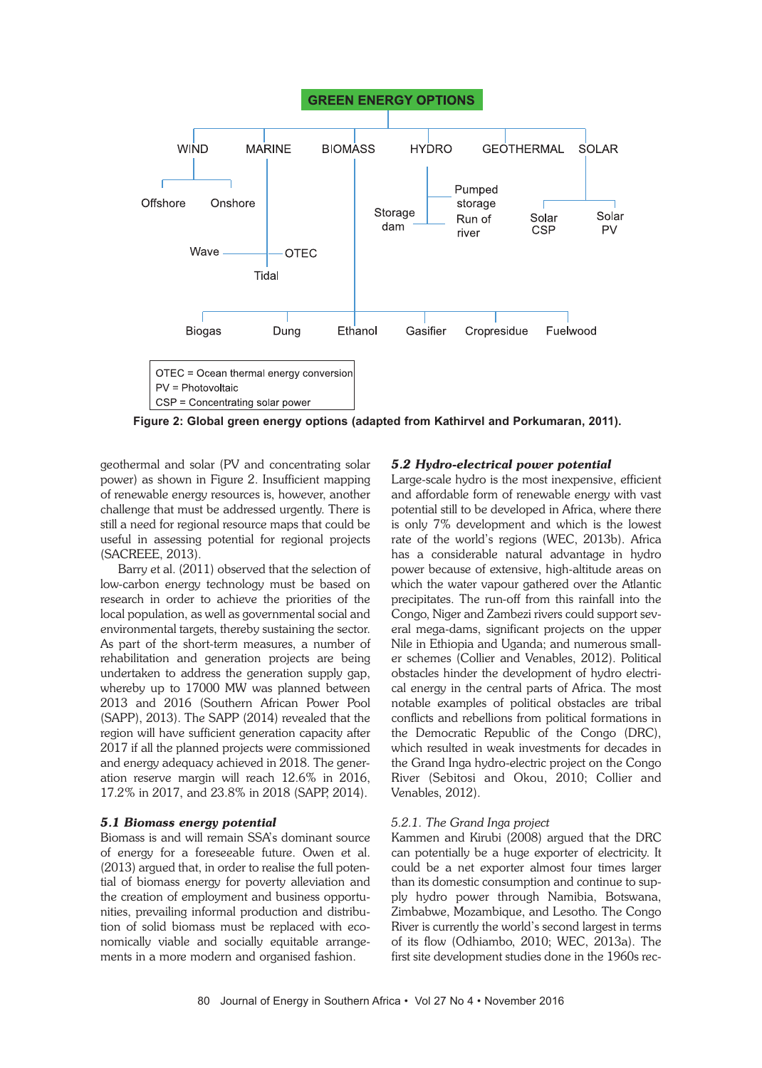GREEN ENERGY OPTIONS

WIND: Offshore, Onshore
MARINE: Wave, OTEC, Tidal
BIOMASS: Biogas, Dung, Ethanol, Gasifier, Cropresidue, Fuelwood
HYDRO: Storage dam, Pumped storage, Run of river
GEOTHERMAL
SOLAR: Solar CSP, Solar PV

OTEC = Ocean thermal energy conversion
PV = Photovoltaic
CSP = Concentrating solar power

**Figure 2: Global green energy options (adapted from Kathirvel and Porkumaran, 2011).**

geothermal and solar (PV and concentrating solar power) as shown in Figure 2. Insufficient mapping of renewable energy resources is, however, another challenge that must be addressed urgently. There is still a need for regional resource maps that could be useful in assessing potential for regional projects (SACREEE, 2013).

Barry et al. (2011) observed that the selection of low-carbon energy technology must be based on research in order to achieve the priorities of the local population, as well as governmental social and environmental targets, thereby sustaining the sector. As part of the short-term measures, a number of rehabilitation and generation projects are being undertaken to address the generation supply gap, whereby up to 17000 MW was planned between 2013 and 2016 (Southern African Power Pool (SAPP), 2013). The SAPP (2014) revealed that the region will have sufficient generation capacity after 2017 if all the planned projects were commissioned and energy adequacy achieved in 2018. The generation reserve margin will reach 12.6% in 2016, 17.2% in 2017, and 23.8% in 2018 (SAPP, 2014).

### *5.1 Biomass energy potential*

Biomass is and will remain SSA's dominant source of energy for a foreseeable future. Owen et al. (2013) argued that, in order to realise the full potential of biomass energy for poverty alleviation and the creation of employment and business opportunities, prevailing informal production and distribution of solid biomass must be replaced with economically viable and socially equitable arrangements in a more modern and organised fashion.

### *5.2 Hydro-electrical power potential*

Large-scale hydro is the most inexpensive, efficient and affordable form of renewable energy with vast potential still to be developed in Africa, where there is only 7% development and which is the lowest rate of the world's regions (WEC, 2013b). Africa has a considerable natural advantage in hydro power because of extensive, high-altitude areas on which the water vapour gathered over the Atlantic precipitates. The run-off from this rainfall into the Congo, Niger and Zambezi rivers could support several mega-dams, significant projects on the upper Nile in Ethiopia and Uganda; and numerous smaller schemes (Collier and Venables, 2012). Political obstacles hinder the development of hydro electrical energy in the central parts of Africa. The most notable examples of political obstacles are tribal conflicts and rebellions from political formations in the Democratic Republic of the Congo (DRC), which resulted in weak investments for decades in the Grand Inga hydro-electric project on the Congo River (Sebitosi and Okou, 2010; Collier and Venables, 2012).

#### *5.2.1. The Grand Inga project*

Kammen and Kirubi (2008) argued that the DRC can potentially be a huge exporter of electricity. It could be a net exporter almost four times larger than its domestic consumption and continue to supply hydro power through Namibia, Botswana, Zimbabwe, Mozambique, and Lesotho. The Congo River is currently the world's second largest in terms of its flow (Odhiambo, 2010; WEC, 2013a). The first site development studies done in the 1960s rec-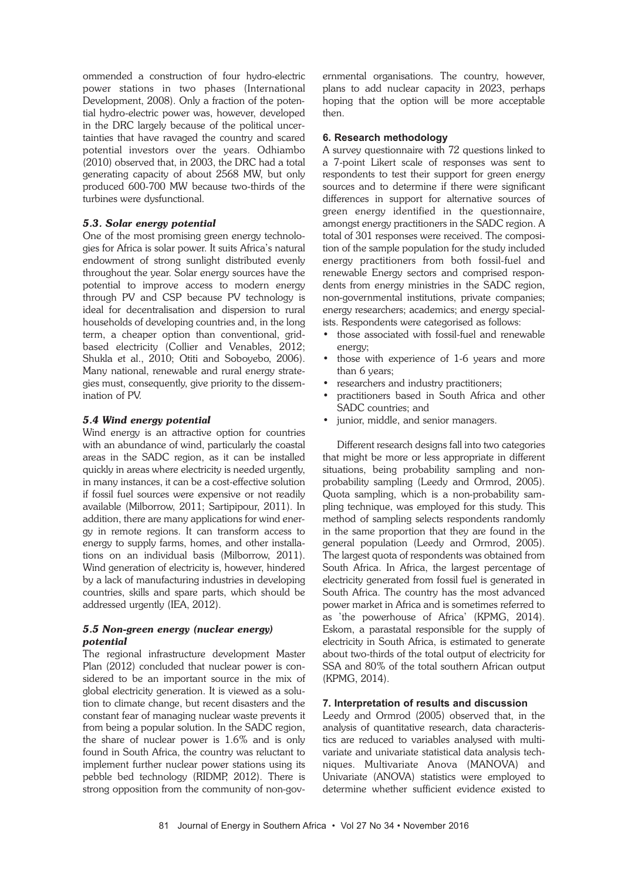ommended a construction of four hydro-electric power stations in two phases (International Development, 2008). Only a fraction of the potential hydro-electric power was, however, developed in the DRC largely because of the political uncertainties that have ravaged the country and scared potential investors over the years. Odhiambo (2010) observed that, in 2003, the DRC had a total generating capacity of about 2568 MW, but only produced 600-700 MW because two-thirds of the turbines were dysfunctional.

### *5.3. Solar energy potential*

One of the most promising green energy technologies for Africa is solar power. It suits Africa's natural endowment of strong sunlight distributed evenly throughout the year. Solar energy sources have the potential to improve access to modern energy through PV and CSP because PV technology is ideal for decentralisation and dispersion to rural households of developing countries and, in the long term, a cheaper option than conventional, grid-based electricity (Collier and Venables, 2012; Shukla et al., 2010; Otiti and Soboyebo, 2006). Many national, renewable and rural energy strategies must, consequently, give priority to the dissemination of PV.

### *5.4 Wind energy potential*

Wind energy is an attractive option for countries with an abundance of wind, particularly the coastal areas in the SADC region, as it can be installed quickly in areas where electricity is needed urgently, in many instances, it can be a cost-effective solution if fossil fuel sources were expensive or not readily available (Milborrow, 2011; Sartipipour, 2011). In addition, there are many applications for wind energy in remote regions. It can transform access to energy to supply farms, homes, and other installations on an individual basis (Milborrow, 2011). Wind generation of electricity is, however, hindered by a lack of manufacturing industries in developing countries, skills and spare parts, which should be addressed urgently (IEA, 2012).

### *5.5 Non-green energy (nuclear energy) potential*

The regional infrastructure development Master Plan (2012) concluded that nuclear power is considered to be an important source in the mix of global electricity generation. It is viewed as a solution to climate change, but recent disasters and the constant fear of managing nuclear waste prevents it from being a popular solution. In the SADC region, the share of nuclear power is 1.6% and is only found in South Africa, the country was reluctant to implement further nuclear power stations using its pebble bed technology (RIDMP, 2012). There is strong opposition from the community of non-governmental organisations. The country, however, plans to add nuclear capacity in 2023, perhaps hoping that the option will be more acceptable then.

## 6. Research methodology

A survey questionnaire with 72 questions linked to a 7-point Likert scale of responses was sent to respondents to test their support for green energy sources and to determine if there were significant differences in support for alternative sources of green energy identified in the questionnaire, amongst energy practitioners in the SADC region. A total of 301 responses were received. The composition of the sample population for the study included energy practitioners from both fossil-fuel and renewable Energy sectors and comprised respondents from energy ministries in the SADC region, non-governmental institutions, private companies; energy researchers; academics; and energy specialists. Respondents were categorised as follows:

- those associated with fossil-fuel and renewable energy;
- those with experience of 1-6 years and more than 6 years;
- researchers and industry practitioners;
- practitioners based in South Africa and other SADC countries; and
- junior, middle, and senior managers.

Different research designs fall into two categories that might be more or less appropriate in different situations, being probability sampling and non-probability sampling (Leedy and Ormrod, 2005). Quota sampling, which is a non-probability sampling technique, was employed for this study. This method of sampling selects respondents randomly in the same proportion that they are found in the general population (Leedy and Ormrod, 2005). The largest quota of respondents was obtained from South Africa. In Africa, the largest percentage of electricity generated from fossil fuel is generated in South Africa. The country has the most advanced power market in Africa and is sometimes referred to as 'the powerhouse of Africa' (KPMG, 2014). Eskom, a parastatal responsible for the supply of electricity in South Africa, is estimated to generate about two-thirds of the total output of electricity for SSA and 80% of the total southern African output (KPMG, 2014).

## 7. Interpretation of results and discussion

Leedy and Ormrod (2005) observed that, in the analysis of quantitative research, data characteristics are reduced to variables analysed with multivariate and univariate statistical data analysis techniques. Multivariate Anova (MANOVA) and Univariate (ANOVA) statistics were employed to determine whether sufficient evidence existed to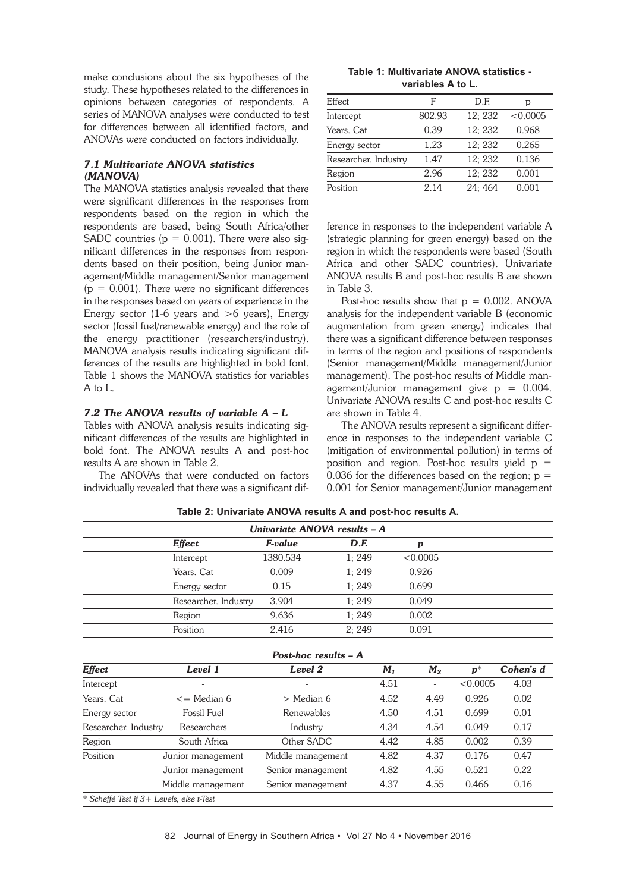make conclusions about the six hypotheses of the study. These hypotheses related to the differences in opinions between categories of respondents. A series of MANOVA analyses were conducted to test for differences between all identified factors, and ANOVAs were conducted on factors individually.

### *7.1 Multivariate ANOVA statistics (MANOVA)*

The MANOVA statistics analysis revealed that there were significant differences in the responses from respondents based on the region in which the respondents are based, being South Africa/other SADC countries ($p = 0.001$). There were also significant differences in the responses from respondents based on their position, being Junior management/Middle management/Senior management ($p = 0.001$). There were no significant differences in the responses based on years of experience in the Energy sector (1-6 years and >6 years), Energy sector (fossil fuel/renewable energy) and the role of the energy practitioner (researchers/industry). MANOVA analysis results indicating significant differences of the results are highlighted in bold font. Table 1 shows the MANOVA statistics for variables A to L.

**Table 1: Multivariate ANOVA statistics - variables A to L.**

| Effect | F | D.F. | p |
|---|---|---|---|
| Intercept | 802.93 | 12; 232 | <0.0005 |
| Years. Cat | 0.39 | 12; 232 | 0.968 |
| Energy sector | 1.23 | 12; 232 | 0.265 |
| Researcher. Industry | 1.47 | 12; 232 | 0.136 |
| Region | 2.96 | 12; 232 | 0.001 |
| Position | 2.14 | 24; 464 | 0.001 |

### *7.2 The ANOVA results of variable A – L*

Tables with ANOVA analysis results indicating significant differences of the results are highlighted in bold font. The ANOVA results A and post-hoc results A are shown in Table 2.

The ANOVAs that were conducted on factors individually revealed that there was a significant difference in responses to the independent variable A (strategic planning for green energy) based on the region in which the respondents were based (South Africa and other SADC countries). Univariate ANOVA results B and post-hoc results B are shown in Table 3.

Post-hoc results show that $p = 0.002$. ANOVA analysis for the independent variable B (economic augmentation from green energy) indicates that there was a significant difference between responses in terms of the region and positions of respondents (Senior management/Middle management/Junior management). The post-hoc results of Middle management/Junior management give $p = 0.004$. Univariate ANOVA results C and post-hoc results C are shown in Table 4.

The ANOVA results represent a significant difference in responses to the independent variable C (mitigation of environmental pollution) in terms of position and region. Post-hoc results yield $p = 0.036$ for the differences based on the region; $p = 0.001$ for Senior management/Junior management

**Table 2: Univariate ANOVA results A and post-hoc results A.**

*Univariate ANOVA results – A*

| *Effect* | *F-value* | *D.F.* | *p* |
|---|---|---|---|
| Intercept | 1380.534 | 1; 249 | <0.0005 |
| Years. Cat | 0.009 | 1; 249 | 0.926 |
| Energy sector | 0.15 | 1; 249 | 0.699 |
| Researcher. Industry | 3.904 | 1; 249 | 0.049 |
| Region | 9.636 | 1; 249 | 0.002 |
| Position | 2.416 | 2; 249 | 0.091 |

*Post-hoc results – A*

| *Effect* | *Level 1* | *Level 2* | $M_1$ | $M_2$ | $p^*$ | *Cohen's d* |
|---|---|---|---|---|---|---|
| Intercept | - | - | 4.51 | - | <0.0005 | 4.03 |
| Years. Cat | <= Median 6 | > Median 6 | 4.52 | 4.49 | 0.926 | 0.02 |
| Energy sector | Fossil Fuel | Renewables | 4.50 | 4.51 | 0.699 | 0.01 |
| Researcher. Industry | Researchers | Industry | 4.34 | 4.54 | 0.049 | 0.17 |
| Region | South Africa | Other SADC | 4.42 | 4.85 | 0.002 | 0.39 |
| Position | Junior management | Middle management | 4.82 | 4.37 | 0.176 | 0.47 |
| | Junior management | Senior management | 4.82 | 4.55 | 0.521 | 0.22 |
| | Middle management | Senior management | 4.37 | 4.55 | 0.466 | 0.16 |

*\* Scheffé Test if 3+ Levels, else t-Test*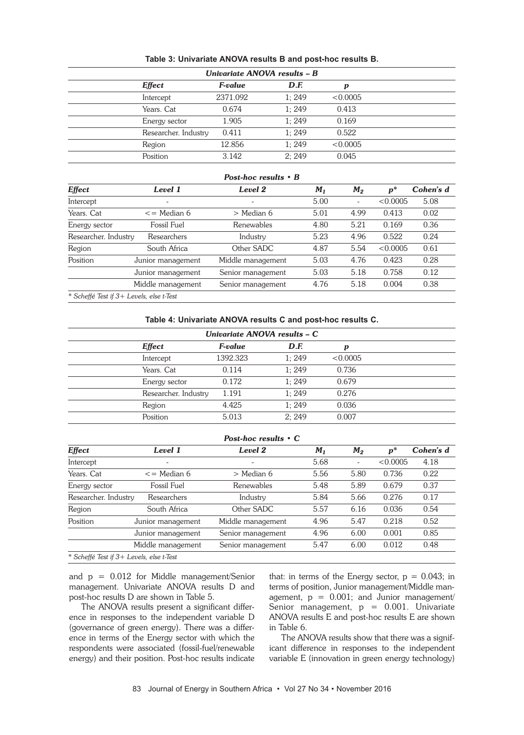**Table 3: Univariate ANOVA results B and post-hoc results B.**

| *Univariate ANOVA results – B* | | | |
|---|---|---|---|
| ***Effect*** | ***F-value*** | ***D.F.*** | ***p*** |
| Intercept | 2371.092 | 1; 249 | <0.0005 |
| Years. Cat | 0.674 | 1; 249 | 0.413 |
| Energy sector | 1.905 | 1; 249 | 0.169 |
| Researcher. Industry | 0.411 | 1; 249 | 0.522 |
| Region | 12.856 | 1; 249 | <0.0005 |
| Position | 3.142 | 2; 249 | 0.045 |

*Post-hoc results • B*

| *Effect* | *Level 1* | *Level 2* | $M_1$ | $M_2$ | $p^*$ | *Cohen's d* |
|---|---|---|---|---|---|---|
| Intercept | - | - | 5.00 | - | <0.0005 | 5.08 |
| Years. Cat | <= Median 6 | > Median 6 | 5.01 | 4.99 | 0.413 | 0.02 |
| Energy sector | Fossil Fuel | Renewables | 4.80 | 5.21 | 0.169 | 0.36 |
| Researcher. Industry | Researchers | Industry | 5.23 | 4.96 | 0.522 | 0.24 |
| Region | South Africa | Other SADC | 4.87 | 5.54 | <0.0005 | 0.61 |
| Position | Junior management | Middle management | 5.03 | 4.76 | 0.423 | 0.28 |
| | Junior management | Senior management | 5.03 | 5.18 | 0.758 | 0.12 |
| | Middle management | Senior management | 4.76 | 5.18 | 0.004 | 0.38 |

*\* Scheffé Test if 3+ Levels, else t-Test*

**Table 4: Univariate ANOVA results C and post-hoc results C.**

| *Univariate ANOVA results – C* | | | |
|---|---|---|---|
| ***Effect*** | ***F-value*** | ***D.F.*** | ***p*** |
| Intercept | 1392.323 | 1; 249 | <0.0005 |
| Years. Cat | 0.114 | 1; 249 | 0.736 |
| Energy sector | 0.172 | 1; 249 | 0.679 |
| Researcher. Industry | 1.191 | 1; 249 | 0.276 |
| Region | 4.425 | 1; 249 | 0.036 |
| Position | 5.013 | 2; 249 | 0.007 |

*Post-hoc results • C*

| *Effect* | *Level 1* | *Level 2* | $M_1$ | $M_2$ | $p^*$ | *Cohen's d* |
|---|---|---|---|---|---|---|
| Intercept | - | - | 5.68 | - | <0.0005 | 4.18 |
| Years. Cat | <= Median 6 | > Median 6 | 5.56 | 5.80 | 0.736 | 0.22 |
| Energy sector | Fossil Fuel | Renewables | 5.48 | 5.89 | 0.679 | 0.37 |
| Researcher. Industry | Researchers | Industry | 5.84 | 5.66 | 0.276 | 0.17 |
| Region | South Africa | Other SADC | 5.57 | 6.16 | 0.036 | 0.54 |
| Position | Junior management | Middle management | 4.96 | 5.47 | 0.218 | 0.52 |
| | Junior management | Senior management | 4.96 | 6.00 | 0.001 | 0.85 |
| | Middle management | Senior management | 5.47 | 6.00 | 0.012 | 0.48 |

*\* Scheffé Test if 3+ Levels, else t-Test*

and $p = 0.012$ for Middle management/Senior management. Univariate ANOVA results D and post-hoc results D are shown in Table 5.

The ANOVA results present a significant difference in responses to the independent variable D (governance of green energy). There was a difference in terms of the Energy sector with which the respondents were associated (fossil-fuel/renewable energy) and their position. Post-hoc results indicate that: in terms of the Energy sector, $p = 0.043$; in terms of position, Junior management/Middle management, $p = 0.001$; and Junior management/Senior management, $p = 0.001$. Univariate ANOVA results E and post-hoc results E are shown in Table 6.

The ANOVA results show that there was a significant difference in responses to the independent variable E (innovation in green energy technology)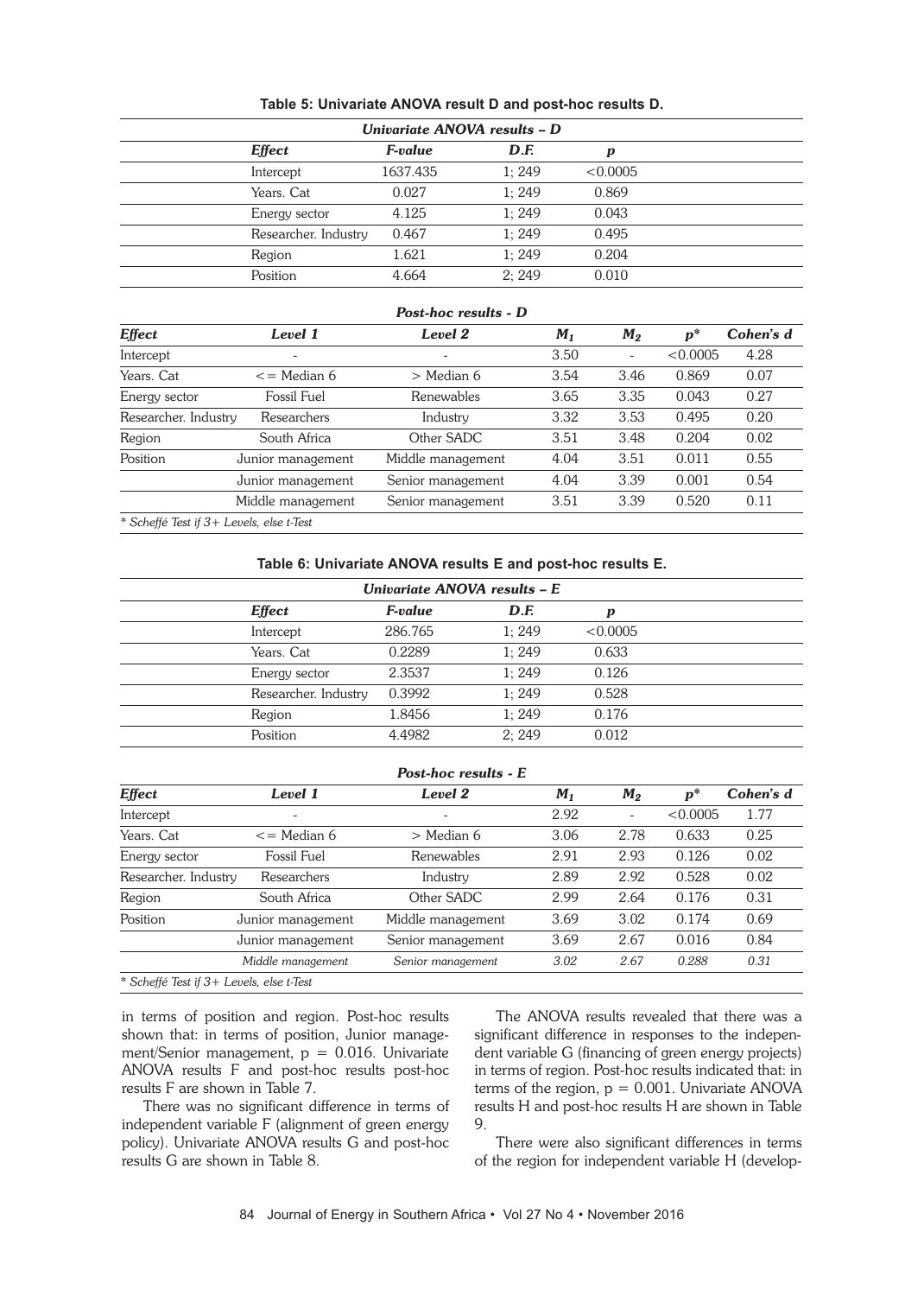**Table 5: Univariate ANOVA result D and post-hoc results D.**

*Univariate ANOVA results – D*

| *Effect* | *F-value* | *D.F.* | *p* |
|---|---|---|---|
| Intercept | 1637.435 | 1; 249 | <0.0005 |
| Years. Cat | 0.027 | 1; 249 | 0.869 |
| Energy sector | 4.125 | 1; 249 | 0.043 |
| Researcher. Industry | 0.467 | 1; 249 | 0.495 |
| Region | 1.621 | 1; 249 | 0.204 |
| Position | 4.664 | 2; 249 | 0.010 |

*Post-hoc results - D*

| *Effect* | *Level 1* | *Level 2* | $M_1$ | $M_2$ | $p^*$ | *Cohen's d* |
|---|---|---|---|---|---|---|
| Intercept | - | - | 3.50 | - | <0.0005 | 4.28 |
| Years. Cat | <= Median 6 | > Median 6 | 3.54 | 3.46 | 0.869 | 0.07 |
| Energy sector | Fossil Fuel | Renewables | 3.65 | 3.35 | 0.043 | 0.27 |
| Researcher. Industry | Researchers | Industry | 3.32 | 3.53 | 0.495 | 0.20 |
| Region | South Africa | Other SADC | 3.51 | 3.48 | 0.204 | 0.02 |
| Position | Junior management | Middle management | 4.04 | 3.51 | 0.011 | 0.55 |
| | Junior management | Senior management | 4.04 | 3.39 | 0.001 | 0.54 |
| | Middle management | Senior management | 3.51 | 3.39 | 0.520 | 0.11 |

*\* Scheffé Test if 3+ Levels, else t-Test*

**Table 6: Univariate ANOVA results E and post-hoc results E.**

*Univariate ANOVA results – E*

| *Effect* | *F-value* | *D.F.* | *p* |
|---|---|---|---|
| Intercept | 286.765 | 1; 249 | <0.0005 |
| Years. Cat | 0.2289 | 1; 249 | 0.633 |
| Energy sector | 2.3537 | 1; 249 | 0.126 |
| Researcher. Industry | 0.3992 | 1; 249 | 0.528 |
| Region | 1.8456 | 1; 249 | 0.176 |
| Position | 4.4982 | 2; 249 | 0.012 |

*Post-hoc results - E*

| *Effect* | *Level 1* | *Level 2* | $M_1$ | $M_2$ | $p^*$ | *Cohen's d* |
|---|---|---|---|---|---|---|
| Intercept | - | - | 2.92 | - | <0.0005 | 1.77 |
| Years. Cat | <= Median 6 | > Median 6 | 3.06 | 2.78 | 0.633 | 0.25 |
| Energy sector | Fossil Fuel | Renewables | 2.91 | 2.93 | 0.126 | 0.02 |
| Researcher. Industry | Researchers | Industry | 2.89 | 2.92 | 0.528 | 0.02 |
| Region | South Africa | Other SADC | 2.99 | 2.64 | 0.176 | 0.31 |
| Position | Junior management | Middle management | 3.69 | 3.02 | 0.174 | 0.69 |
| | Junior management | Senior management | 3.69 | 2.67 | 0.016 | 0.84 |
| | *Middle management* | *Senior management* | *3.02* | *2.67* | *0.288* | *0.31* |

*\* Scheffé Test if 3+ Levels, else t-Test*

in terms of position and region. Post-hoc results shown that: in terms of position, Junior management/Senior management, $p = 0.016$. Univariate ANOVA results F and post-hoc results post-hoc results F are shown in Table 7.

There was no significant difference in terms of independent variable F (alignment of green energy policy). Univariate ANOVA results G and post-hoc results G are shown in Table 8.

The ANOVA results revealed that there was a significant difference in responses to the independent variable G (financing of green energy projects) in terms of region. Post-hoc results indicated that: in terms of the region, $p = 0.001$. Univariate ANOVA results H and post-hoc results H are shown in Table 9.

There were also significant differences in terms of the region for independent variable H (develop-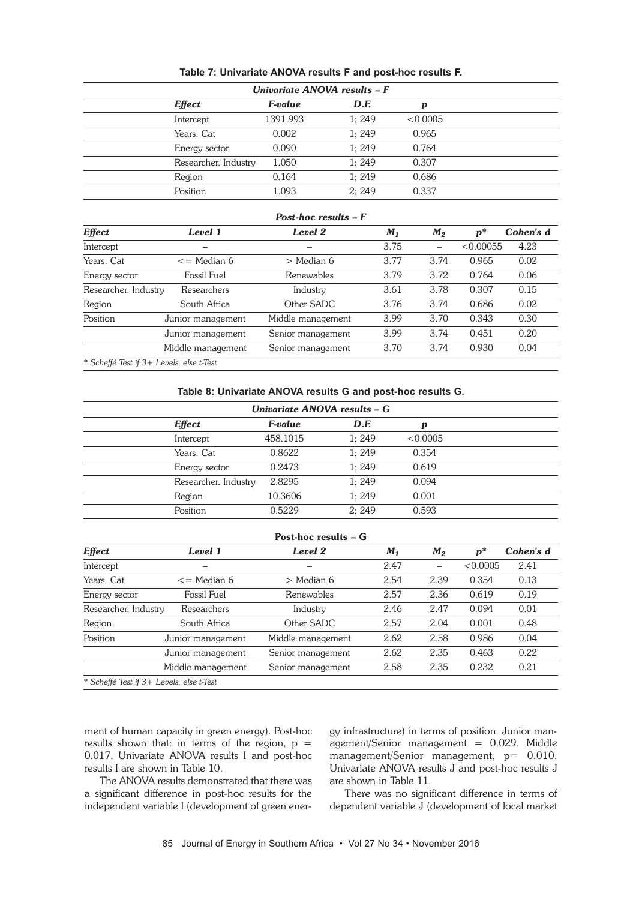**Table 7: Univariate ANOVA results F and post-hoc results F.**

*Univariate ANOVA results – F*

| *Effect* | *F-value* | *D.F.* | *p* |
|---|---|---|---|
| Intercept | 1391.993 | 1; 249 | <0.0005 |
| Years. Cat | 0.002 | 1; 249 | 0.965 |
| Energy sector | 0.090 | 1; 249 | 0.764 |
| Researcher. Industry | 1.050 | 1; 249 | 0.307 |
| Region | 0.164 | 1; 249 | 0.686 |
| Position | 1.093 | 2; 249 | 0.337 |

*Post-hoc results – F*

| *Effect* | *Level 1* | *Level 2* | $M_1$ | $M_2$ | $p$* | *Cohen's d* |
|---|---|---|---|---|---|---|
| Intercept | – | – | 3.75 | – | <0.00055 | 4.23 |
| Years. Cat | <= Median 6 | > Median 6 | 3.77 | 3.74 | 0.965 | 0.02 |
| Energy sector | Fossil Fuel | Renewables | 3.79 | 3.72 | 0.764 | 0.06 |
| Researcher. Industry | Researchers | Industry | 3.61 | 3.78 | 0.307 | 0.15 |
| Region | South Africa | Other SADC | 3.76 | 3.74 | 0.686 | 0.02 |
| Position | Junior management | Middle management | 3.99 | 3.70 | 0.343 | 0.30 |
| | Junior management | Senior management | 3.99 | 3.74 | 0.451 | 0.20 |
| | Middle management | Senior management | 3.70 | 3.74 | 0.930 | 0.04 |

*\* Scheffé Test if 3+ Levels, else t-Test*

**Table 8: Univariate ANOVA results G and post-hoc results G.**

*Univariate ANOVA results – G*

| *Effect* | *F-value* | *D.F.* | *p* |
|---|---|---|---|
| Intercept | 458.1015 | 1; 249 | <0.0005 |
| Years. Cat | 0.8622 | 1; 249 | 0.354 |
| Energy sector | 0.2473 | 1; 249 | 0.619 |
| Researcher. Industry | 2.8295 | 1; 249 | 0.094 |
| Region | 10.3606 | 1; 249 | 0.001 |
| Position | 0.5229 | 2; 249 | 0.593 |

**Post-hoc results – G**

| *Effect* | *Level 1* | *Level 2* | $M_1$ | $M_2$ | $p$* | *Cohen's d* |
|---|---|---|---|---|---|---|
| Intercept | – | – | 2.47 | – | <0.0005 | 2.41 |
| Years. Cat | <= Median 6 | > Median 6 | 2.54 | 2.39 | 0.354 | 0.13 |
| Energy sector | Fossil Fuel | Renewables | 2.57 | 2.36 | 0.619 | 0.19 |
| Researcher. Industry | Researchers | Industry | 2.46 | 2.47 | 0.094 | 0.01 |
| Region | South Africa | Other SADC | 2.57 | 2.04 | 0.001 | 0.48 |
| Position | Junior management | Middle management | 2.62 | 2.58 | 0.986 | 0.04 |
| | Junior management | Senior management | 2.62 | 2.35 | 0.463 | 0.22 |
| | Middle management | Senior management | 2.58 | 2.35 | 0.232 | 0.21 |

*\* Scheffé Test if 3+ Levels, else t-Test*

ment of human capacity in green energy). Post-hoc results shown that: in terms of the region, p = 0.017. Univariate ANOVA results I and post-hoc results I are shown in Table 10.

The ANOVA results demonstrated that there was a significant difference in post-hoc results for the independent variable I (development of green energy infrastructure) in terms of position. Junior management/Senior management = 0.029. Middle management/Senior management, p= 0.010. Univariate ANOVA results J and post-hoc results J are shown in Table 11.

There was no significant difference in terms of dependent variable J (development of local market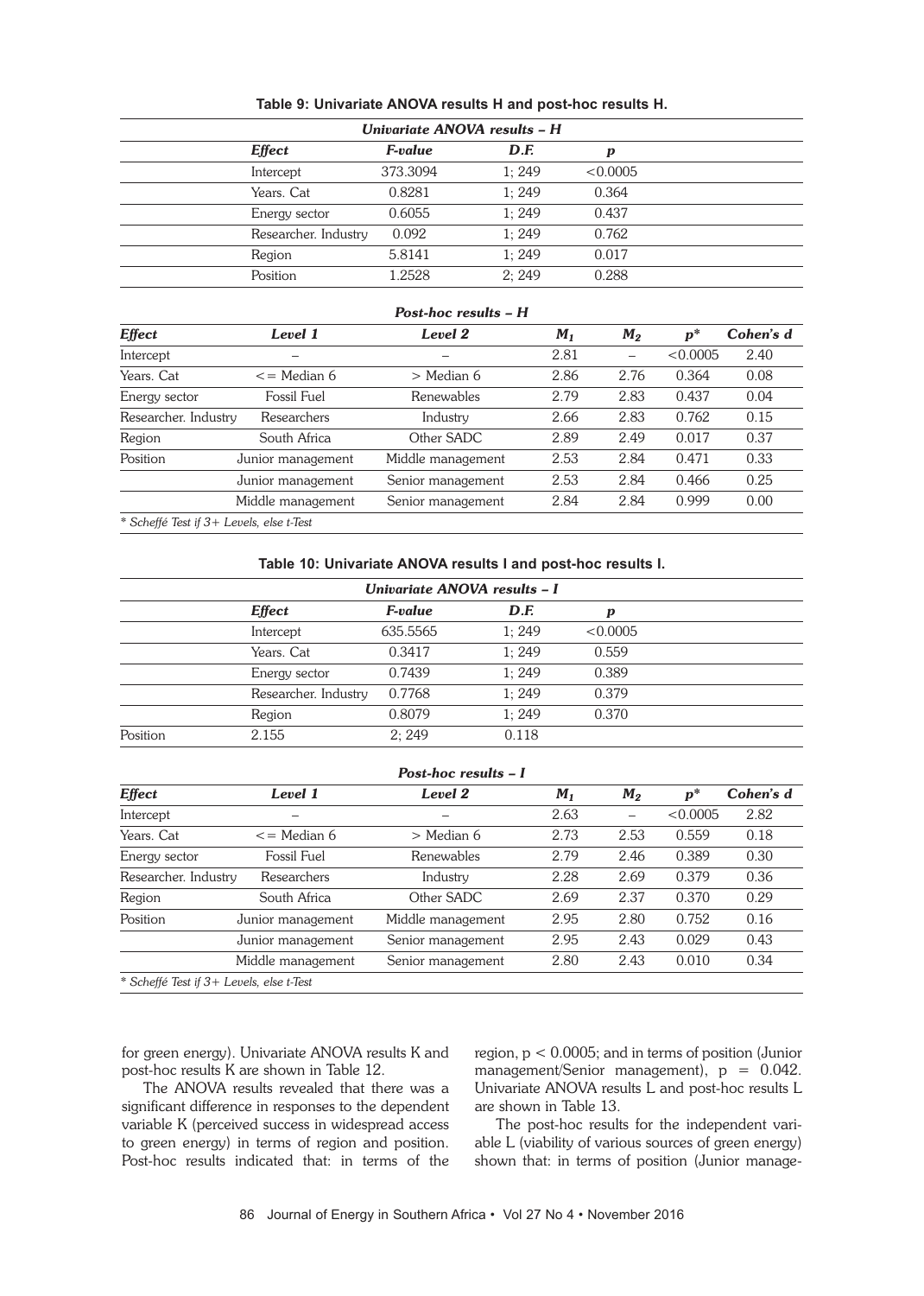**Table 9: Univariate ANOVA results H and post-hoc results H.**

| *Univariate ANOVA results – H* | | | |
|---|---|---|---|
| ***Effect*** | ***F-value*** | ***D.F.*** | ***p*** |
| Intercept | 373.3094 | 1; 249 | <0.0005 |
| Years. Cat | 0.8281 | 1; 249 | 0.364 |
| Energy sector | 0.6055 | 1; 249 | 0.437 |
| Researcher. Industry | 0.092 | 1; 249 | 0.762 |
| Region | 5.8141 | 1; 249 | 0.017 |
| Position | 1.2528 | 2; 249 | 0.288 |

| *Post-hoc results – H* | | | | | | |
|---|---|---|---|---|---|---|
| ***Effect*** | ***Level 1*** | ***Level 2*** | $M_1$ | $M_2$ | $p$* | ***Cohen's d*** |
| Intercept | – | – | 2.81 | – | <0.0005 | 2.40 |
| Years. Cat | <= Median 6 | > Median 6 | 2.86 | 2.76 | 0.364 | 0.08 |
| Energy sector | Fossil Fuel | Renewables | 2.79 | 2.83 | 0.437 | 0.04 |
| Researcher. Industry | Researchers | Industry | 2.66 | 2.83 | 0.762 | 0.15 |
| Region | South Africa | Other SADC | 2.89 | 2.49 | 0.017 | 0.37 |
| Position | Junior management | Middle management | 2.53 | 2.84 | 0.471 | 0.33 |
| | Junior management | Senior management | 2.53 | 2.84 | 0.466 | 0.25 |
| | Middle management | Senior management | 2.84 | 2.84 | 0.999 | 0.00 |

*\* Scheffé Test if 3+ Levels, else t-Test*

**Table 10: Univariate ANOVA results I and post-hoc results I.**

| *Univariate ANOVA results – I* | | | |
|---|---|---|---|
| ***Effect*** | ***F-value*** | ***D.F.*** | ***p*** |
| Intercept | 635.5565 | 1; 249 | <0.0005 |
| Years. Cat | 0.3417 | 1; 249 | 0.559 |
| Energy sector | 0.7439 | 1; 249 | 0.389 |
| Researcher. Industry | 0.7768 | 1; 249 | 0.379 |
| Region | 0.8079 | 1; 249 | 0.370 |
| Position | 2.155 | 2; 249 | 0.118 |

| *Post-hoc results – I* | | | | | | |
|---|---|---|---|---|---|---|
| ***Effect*** | ***Level 1*** | ***Level 2*** | $M_1$ | $M_2$ | $p$* | ***Cohen's d*** |
| Intercept | – | – | 2.63 | – | <0.0005 | 2.82 |
| Years. Cat | <= Median 6 | > Median 6 | 2.73 | 2.53 | 0.559 | 0.18 |
| Energy sector | Fossil Fuel | Renewables | 2.79 | 2.46 | 0.389 | 0.30 |
| Researcher. Industry | Researchers | Industry | 2.28 | 2.69 | 0.379 | 0.36 |
| Region | South Africa | Other SADC | 2.69 | 2.37 | 0.370 | 0.29 |
| Position | Junior management | Middle management | 2.95 | 2.80 | 0.752 | 0.16 |
| | Junior management | Senior management | 2.95 | 2.43 | 0.029 | 0.43 |
| | Middle management | Senior management | 2.80 | 2.43 | 0.010 | 0.34 |

*\* Scheffé Test if 3+ Levels, else t-Test*

for green energy). Univariate ANOVA results K and post-hoc results K are shown in Table 12.

The ANOVA results revealed that there was a significant difference in responses to the dependent variable K (perceived success in widespread access to green energy) in terms of region and position. Post-hoc results indicated that: in terms of the region, $p < 0.0005$; and in terms of position (Junior management/Senior management), $p = 0.042$. Univariate ANOVA results L and post-hoc results L are shown in Table 13.

The post-hoc results for the independent variable L (viability of various sources of green energy) shown that: in terms of position (Junior manage-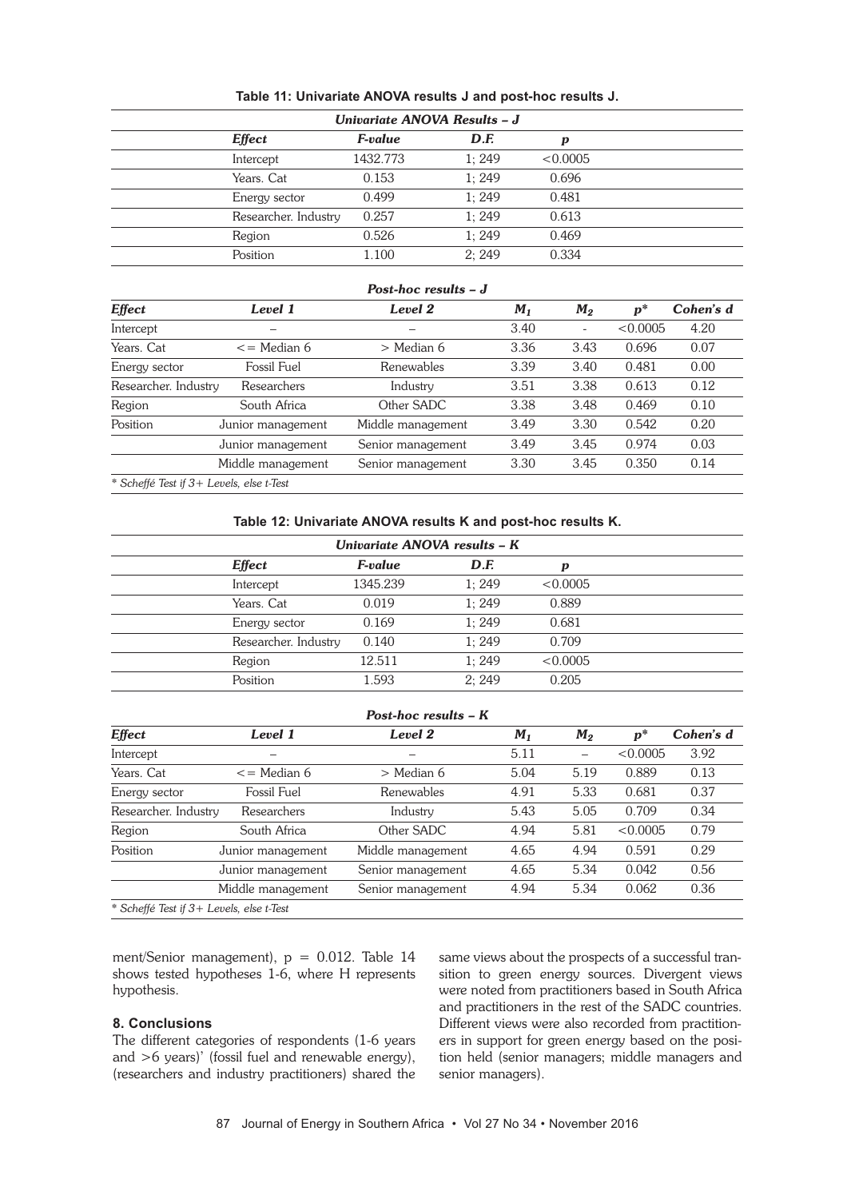**Table 11: Univariate ANOVA results J and post-hoc results J.**

| *Univariate ANOVA Results – J* | | | |
|---|---|---|---|
| ***Effect*** | ***F-value*** | ***D.F.*** | ***p*** |
| Intercept | 1432.773 | 1; 249 | <0.0005 |
| Years. Cat | 0.153 | 1; 249 | 0.696 |
| Energy sector | 0.499 | 1; 249 | 0.481 |
| Researcher. Industry | 0.257 | 1; 249 | 0.613 |
| Region | 0.526 | 1; 249 | 0.469 |
| Position | 1.100 | 2; 249 | 0.334 |

*Post-hoc results – J*

| *Effect* | *Level 1* | *Level 2* | $M_1$ | $M_2$ | $p^*$ | *Cohen's d* |
|---|---|---|---|---|---|---|
| Intercept | – | – | 3.40 | - | <0.0005 | 4.20 |
| Years. Cat | <= Median 6 | > Median 6 | 3.36 | 3.43 | 0.696 | 0.07 |
| Energy sector | Fossil Fuel | Renewables | 3.39 | 3.40 | 0.481 | 0.00 |
| Researcher. Industry | Researchers | Industry | 3.51 | 3.38 | 0.613 | 0.12 |
| Region | South Africa | Other SADC | 3.38 | 3.48 | 0.469 | 0.10 |
| Position | Junior management | Middle management | 3.49 | 3.30 | 0.542 | 0.20 |
| | Junior management | Senior management | 3.49 | 3.45 | 0.974 | 0.03 |
| | Middle management | Senior management | 3.30 | 3.45 | 0.350 | 0.14 |

* *Scheffé Test if 3+ Levels, else t-Test*

**Table 12: Univariate ANOVA results K and post-hoc results K.**

| *Univariate ANOVA results – K* | | | |
|---|---|---|---|
| ***Effect*** | ***F-value*** | ***D.F.*** | ***p*** |
| Intercept | 1345.239 | 1; 249 | <0.0005 |
| Years. Cat | 0.019 | 1; 249 | 0.889 |
| Energy sector | 0.169 | 1; 249 | 0.681 |
| Researcher. Industry | 0.140 | 1; 249 | 0.709 |
| Region | 12.511 | 1; 249 | <0.0005 |
| Position | 1.593 | 2; 249 | 0.205 |

*Post-hoc results – K*

| *Effect* | *Level 1* | *Level 2* | $M_1$ | $M_2$ | $p^*$ | *Cohen's d* |
|---|---|---|---|---|---|---|
| Intercept | – | – | 5.11 | – | <0.0005 | 3.92 |
| Years. Cat | <= Median 6 | > Median 6 | 5.04 | 5.19 | 0.889 | 0.13 |
| Energy sector | Fossil Fuel | Renewables | 4.91 | 5.33 | 0.681 | 0.37 |
| Researcher. Industry | Researchers | Industry | 5.43 | 5.05 | 0.709 | 0.34 |
| Region | South Africa | Other SADC | 4.94 | 5.81 | <0.0005 | 0.79 |
| Position | Junior management | Middle management | 4.65 | 4.94 | 0.591 | 0.29 |
| | Junior management | Senior management | 4.65 | 5.34 | 0.042 | 0.56 |
| | Middle management | Senior management | 4.94 | 5.34 | 0.062 | 0.36 |

* *Scheffé Test if 3+ Levels, else t-Test*

ment/Senior management), $p = 0.012$. Table 14 shows tested hypotheses 1-6, where H represents hypothesis.

## 8. Conclusions

The different categories of respondents (1-6 years and >6 years)' (fossil fuel and renewable energy), (researchers and industry practitioners) shared the same views about the prospects of a successful transition to green energy sources. Divergent views were noted from practitioners based in South Africa and practitioners in the rest of the SADC countries. Different views were also recorded from practitioners in support for green energy based on the position held (senior managers; middle managers and senior managers).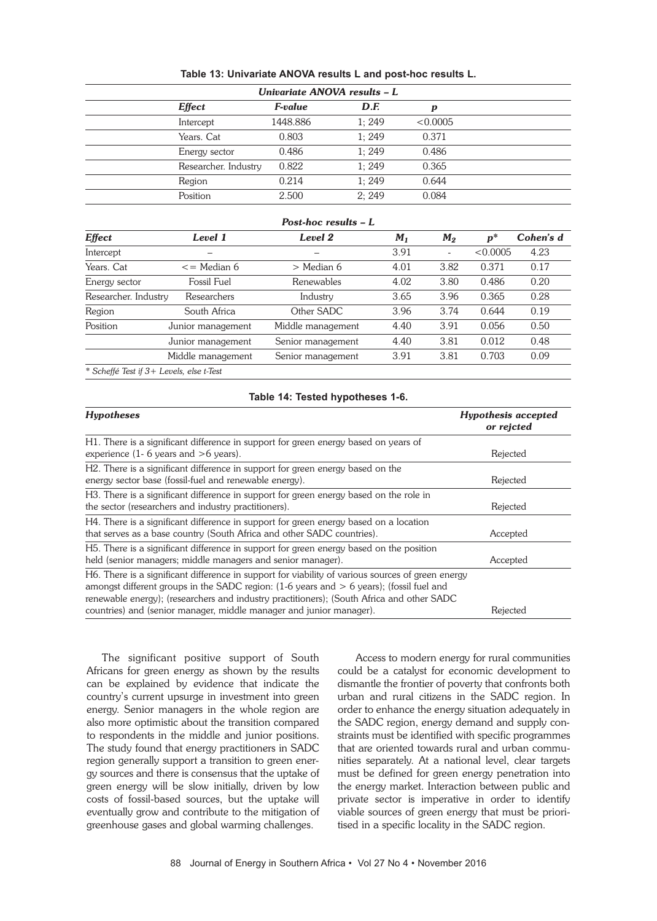**Table 13: Univariate ANOVA results L and post-hoc results L.**

| *Univariate ANOVA results – L* | | | |
|---|---|---|---|
| ***Effect*** | ***F-value*** | ***D.F.*** | ***p*** |
| Intercept | 1448.886 | 1; 249 | <0.0005 |
| Years. Cat | 0.803 | 1; 249 | 0.371 |
| Energy sector | 0.486 | 1; 249 | 0.486 |
| Researcher. Industry | 0.822 | 1; 249 | 0.365 |
| Region | 0.214 | 1; 249 | 0.644 |
| Position | 2.500 | 2; 249 | 0.084 |

| *Post-hoc results – L* | | | | | | |
|---|---|---|---|---|---|---|
| ***Effect*** | ***Level 1*** | ***Level 2*** | $M_1$ | $M_2$ | $p^*$ | ***Cohen's d*** |
| Intercept | – | – | 3.91 | - | <0.0005 | 4.23 |
| Years. Cat | <= Median 6 | > Median 6 | 4.01 | 3.82 | 0.371 | 0.17 |
| Energy sector | Fossil Fuel | Renewables | 4.02 | 3.80 | 0.486 | 0.20 |
| Researcher. Industry | Researchers | Industry | 3.65 | 3.96 | 0.365 | 0.28 |
| Region | South Africa | Other SADC | 3.96 | 3.74 | 0.644 | 0.19 |
| Position | Junior management | Middle management | 4.40 | 3.91 | 0.056 | 0.50 |
| | Junior management | Senior management | 4.40 | 3.81 | 0.012 | 0.48 |
| | Middle management | Senior management | 3.91 | 3.81 | 0.703 | 0.09 |

*\* Scheffé Test if 3+ Levels, else t-Test*

**Table 14: Tested hypotheses 1-6.**

| *Hypotheses* | *Hypothesis accepted or rejcted* |
|---|---|
| H1. There is a significant difference in support for green energy based on years of experience (1- 6 years and >6 years). | Rejected |
| H2. There is a significant difference in support for green energy based on the energy sector base (fossil-fuel and renewable energy). | Rejected |
| H3. There is a significant difference in support for green energy based on the role in the sector (researchers and industry practitioners). | Rejected |
| H4. There is a significant difference in support for green energy based on a location that serves as a base country (South Africa and other SADC countries). | Accepted |
| H5. There is a significant difference in support for green energy based on the position held (senior managers; middle managers and senior manager). | Accepted |
| H6. There is a significant difference in support for viability of various sources of green energy amongst different groups in the SADC region: (1-6 years and > 6 years); (fossil fuel and renewable energy); (researchers and industry practitioners); (South Africa and other SADC countries) and (senior manager, middle manager and junior manager). | Rejected |

The significant positive support of South Africans for green energy as shown by the results can be explained by evidence that indicate the country's current upsurge in investment into green energy. Senior managers in the whole region are also more optimistic about the transition compared to respondents in the middle and junior positions. The study found that energy practitioners in SADC region generally support a transition to green energy sources and there is consensus that the uptake of green energy will be slow initially, driven by low costs of fossil-based sources, but the uptake will eventually grow and contribute to the mitigation of greenhouse gases and global warming challenges.

Access to modern energy for rural communities could be a catalyst for economic development to dismantle the frontier of poverty that confronts both urban and rural citizens in the SADC region. In order to enhance the energy situation adequately in the SADC region, energy demand and supply constraints must be identified with specific programmes that are oriented towards rural and urban communities separately. At a national level, clear targets must be defined for green energy penetration into the energy market. Interaction between public and private sector is imperative in order to identify viable sources of green energy that must be prioritised in a specific locality in the SADC region.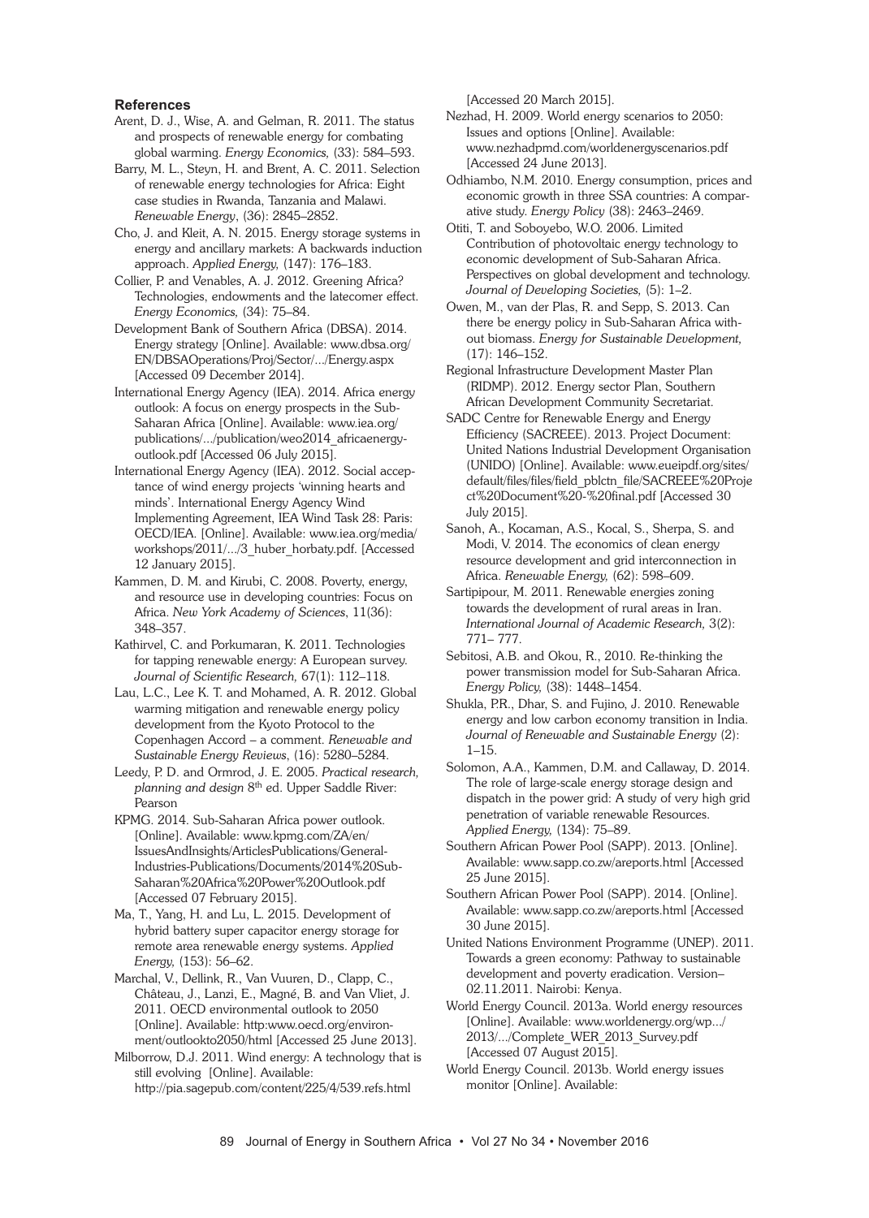### References

Arent, D. J., Wise, A. and Gelman, R. 2011. The status and prospects of renewable energy for combating global warming. *Energy Economics,* (33): 584–593.

Barry, M. L., Steyn, H. and Brent, A. C. 2011. Selection of renewable energy technologies for Africa: Eight case studies in Rwanda, Tanzania and Malawi. *Renewable Energy*, (36): 2845–2852.

Cho, J. and Kleit, A. N. 2015. Energy storage systems in energy and ancillary markets: A backwards induction approach. *Applied Energy,* (147): 176–183.

Collier, P. and Venables, A. J. 2012. Greening Africa? Technologies, endowments and the latecomer effect. *Energy Economics,* (34): 75–84.

Development Bank of Southern Africa (DBSA). 2014. Energy strategy [Online]. Available: www.dbsa.org/EN/DBSAOperations/Proj/Sector/.../Energy.aspx [Accessed 09 December 2014].

International Energy Agency (IEA). 2014. Africa energy outlook: A focus on energy prospects in the Sub-Saharan Africa [Online]. Available: www.iea.org/publications/.../publication/weo2014_africaenergyoutlook.pdf [Accessed 06 July 2015].

International Energy Agency (IEA). 2012. Social acceptance of wind energy projects 'winning hearts and minds'. International Energy Agency Wind Implementing Agreement, IEA Wind Task 28: Paris: OECD/IEA. [Online]. Available: www.iea.org/media/workshops/2011/.../3_huber_horbaty.pdf. [Accessed 12 January 2015].

Kammen, D. M. and Kirubi, C. 2008. Poverty, energy, and resource use in developing countries: Focus on Africa. *New York Academy of Sciences*, 11(36): 348–357.

Kathirvel, C. and Porkumaran, K. 2011. Technologies for tapping renewable energy: A European survey. *Journal of Scientific Research,* 67(1): 112–118.

Lau, L.C., Lee K. T. and Mohamed, A. R. 2012. Global warming mitigation and renewable energy policy development from the Kyoto Protocol to the Copenhagen Accord – a comment. *Renewable and Sustainable Energy Reviews*, (16): 5280–5284.

Leedy, P. D. and Ormrod, J. E. 2005. *Practical research, planning and design* 8th ed. Upper Saddle River: Pearson

KPMG. 2014. Sub-Saharan Africa power outlook. [Online]. Available: www.kpmg.com/ZA/en/IssuesAndInsights/ArticlesPublications/General-Industries-Publications/Documents/2014%20Sub-Saharan%20Africa%20Power%20Outlook.pdf [Accessed 07 February 2015].

Ma, T., Yang, H. and Lu, L. 2015. Development of hybrid battery super capacitor energy storage for remote area renewable energy systems. *Applied Energy,* (153): 56–62.

Marchal, V., Dellink, R., Van Vuuren, D., Clapp, C., Château, J., Lanzi, E., Magné, B. and Van Vliet, J. 2011. OECD environmental outlook to 2050 [Online]. Available: http:www.oecd.org/environment/outlookto2050/html [Accessed 25 June 2013].

Milborrow, D.J. 2011. Wind energy: A technology that is still evolving [Online]. Available: http://pia.sagepub.com/content/225/4/539.refs.html [Accessed 20 March 2015].

Nezhad, H. 2009. World energy scenarios to 2050: Issues and options [Online]. Available: www.nezhadpmd.com/worldenergyscenarios.pdf [Accessed 24 June 2013].

Odhiambo, N.M. 2010. Energy consumption, prices and economic growth in three SSA countries: A comparative study. *Energy Policy* (38): 2463–2469.

Otiti, T. and Soboyebo, W.O. 2006. Limited Contribution of photovoltaic energy technology to economic development of Sub-Saharan Africa. Perspectives on global development and technology. *Journal of Developing Societies,* (5): 1–2.

Owen, M., van der Plas, R. and Sepp, S. 2013. Can there be energy policy in Sub-Saharan Africa without biomass. *Energy for Sustainable Development,* (17): 146–152.

Regional Infrastructure Development Master Plan (RIDMP). 2012. Energy sector Plan, Southern African Development Community Secretariat.

SADC Centre for Renewable Energy and Energy Efficiency (SACREEE). 2013. Project Document: United Nations Industrial Development Organisation (UNIDO) [Online]. Available: www.eueipdf.org/sites/default/files/files/field_pblctn_file/SACREEE%20Project%20Document%20-%20final.pdf [Accessed 30 July 2015].

Sanoh, A., Kocaman, A.S., Kocal, S., Sherpa, S. and Modi, V. 2014. The economics of clean energy resource development and grid interconnection in Africa. *Renewable Energy,* (62): 598–609.

Sartipipour, M. 2011. Renewable energies zoning towards the development of rural areas in Iran. *International Journal of Academic Research,* 3(2): 771– 777.

Sebitosi, A.B. and Okou, R., 2010. Re-thinking the power transmission model for Sub-Saharan Africa. *Energy Policy,* (38): 1448–1454.

Shukla, P.R., Dhar, S. and Fujino, J. 2010. Renewable energy and low carbon economy transition in India. *Journal of Renewable and Sustainable Energy* (2): 1–15.

Solomon, A.A., Kammen, D.M. and Callaway, D. 2014. The role of large-scale energy storage design and dispatch in the power grid: A study of very high grid penetration of variable renewable Resources. *Applied Energy,* (134): 75–89.

Southern African Power Pool (SAPP). 2013. [Online]. Available: www.sapp.co.zw/areports.html [Accessed 25 June 2015].

Southern African Power Pool (SAPP). 2014. [Online]. Available: www.sapp.co.zw/areports.html [Accessed 30 June 2015].

United Nations Environment Programme (UNEP). 2011. Towards a green economy: Pathway to sustainable development and poverty eradication. Version–02.11.2011. Nairobi: Kenya.

World Energy Council. 2013a. World energy resources [Online]. Available: www.worldenergy.org/wp.../2013/.../Complete_WER_2013_Survey.pdf [Accessed 07 August 2015].

World Energy Council. 2013b. World energy issues monitor [Online]. Available: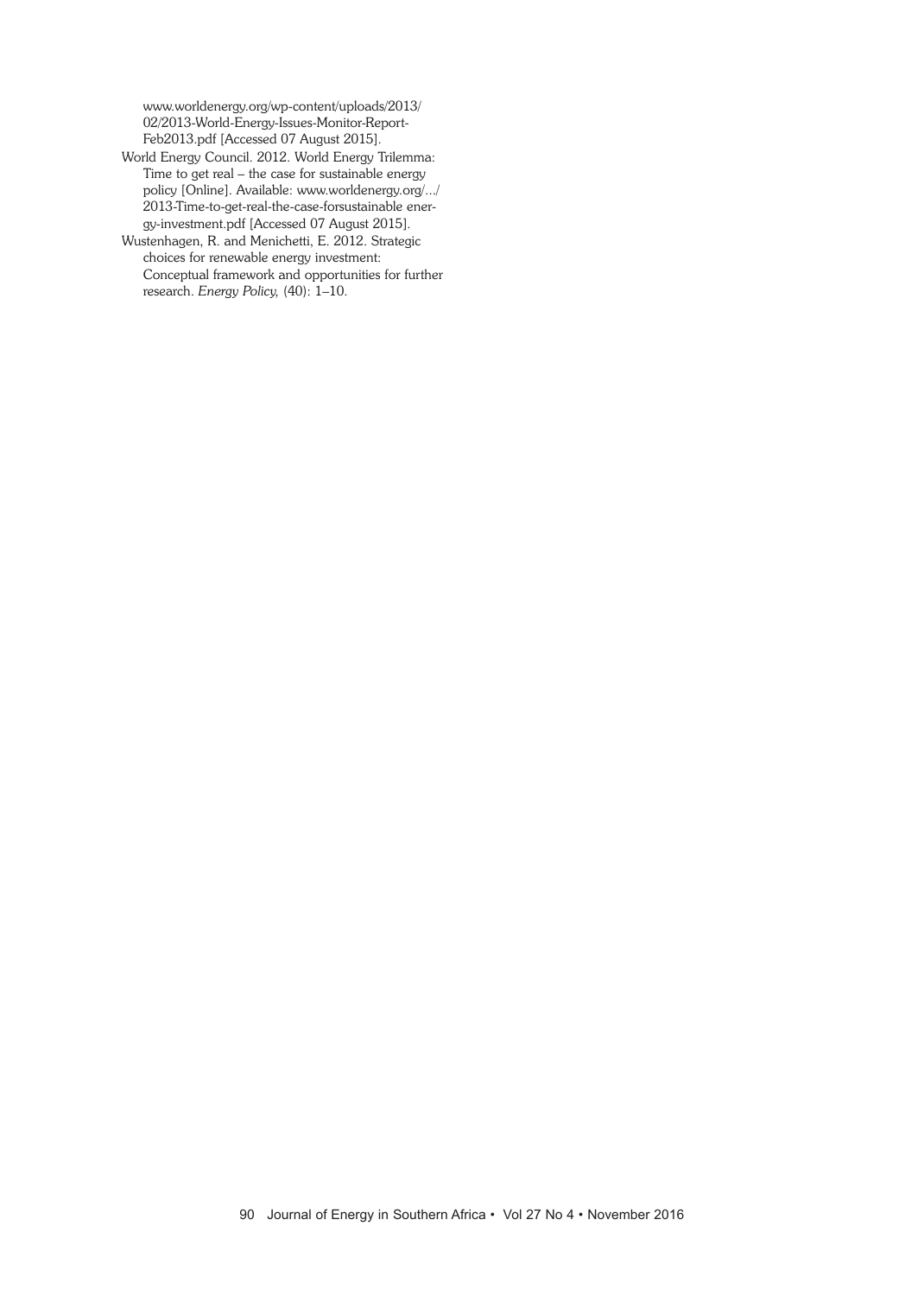www.worldenergy.org/wp-content/uploads/2013/02/2013-World-Energy-Issues-Monitor-Report-Feb2013.pdf [Accessed 07 August 2015].

World Energy Council. 2012. World Energy Trilemma: Time to get real – the case for sustainable energy policy [Online]. Available: www.worldenergy.org/.../2013-Time-to-get-real-the-case-forsustainable energy-investment.pdf [Accessed 07 August 2015].

Wustenhagen, R. and Menichetti, E. 2012. Strategic choices for renewable energy investment: Conceptual framework and opportunities for further research. *Energy Policy,* (40): 1–10.